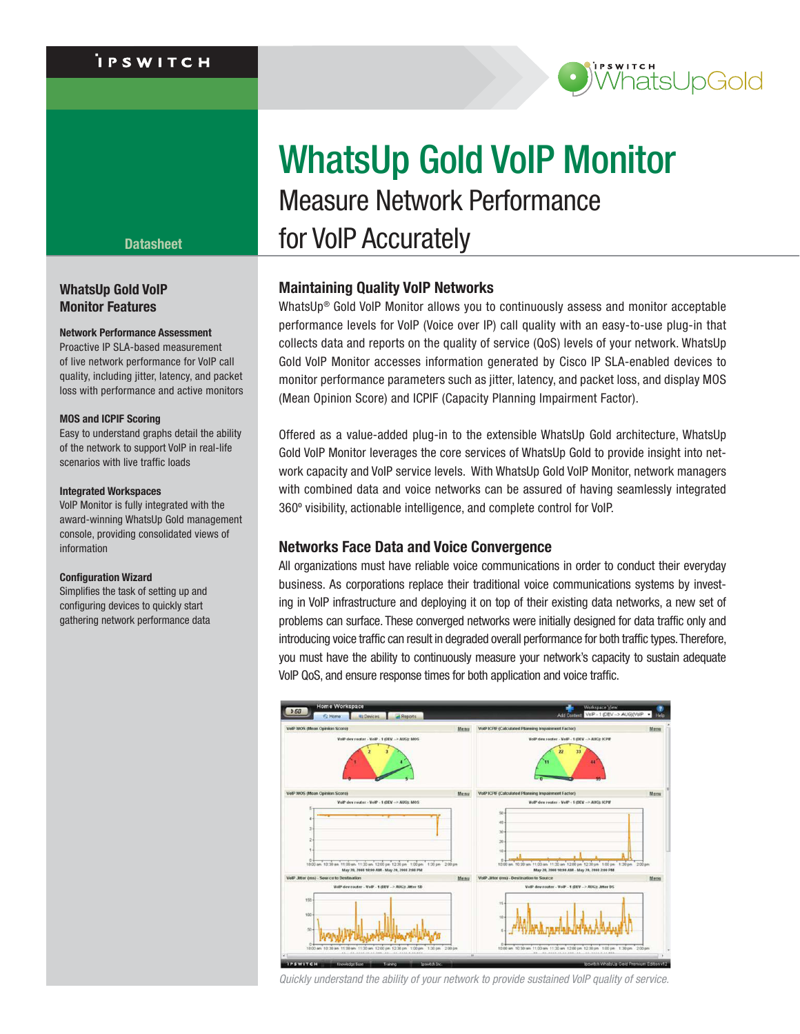IPSWITCH

WhatsUpGold

Datasheet

# WhatsUp Gold VoIP Monitor

## Measure Network Performance for VoIP Accurately

### WhatsUp Gold VoIP Monitor Features

**Network Performance Assessment**
Proactive IP SLA-based measurement of live network performance for VoIP call quality, including jitter, latency, and packet loss with performance and active monitors

**MOS and ICPIF Scoring**
Easy to understand graphs detail the ability of the network to support VoIP in real-life scenarios with live traffic loads

**Integrated Workspaces**
VoIP Monitor is fully integrated with the award-winning WhatsUp Gold management console, providing consolidated views of information

**Configuration Wizard**
Simplifies the task of setting up and configuring devices to quickly start gathering network performance data

### Maintaining Quality VoIP Networks

WhatsUp® Gold VoIP Monitor allows you to continuously assess and monitor acceptable performance levels for VoIP (Voice over IP) call quality with an easy-to-use plug-in that collects data and reports on the quality of service (QoS) levels of your network. WhatsUp Gold VoIP Monitor accesses information generated by Cisco IP SLA-enabled devices to monitor performance parameters such as jitter, latency, and packet loss, and display MOS (Mean Opinion Score) and ICPIF (Capacity Planning Impairment Factor).

Offered as a value-added plug-in to the extensible WhatsUp Gold architecture, WhatsUp Gold VoIP Monitor leverages the core services of WhatsUp Gold to provide insight into network capacity and VoIP service levels. With WhatsUp Gold VoIP Monitor, network managers with combined data and voice networks can be assured of having seamlessly integrated 360º visibility, actionable intelligence, and complete control for VoIP.

### Networks Face Data and Voice Convergence

All organizations must have reliable voice communications in order to conduct their everyday business. As corporations replace their traditional voice communications systems by investing in VoIP infrastructure and deploying it on top of their existing data networks, a new set of problems can surface. These converged networks were initially designed for data traffic only and introducing voice traffic can result in degraded overall performance for both traffic types. Therefore, you must have the ability to continuously measure your network's capacity to sustain adequate VoIP QoS, and ensure response times for both application and voice traffic.

*Quickly understand the ability of your network to provide sustained VoIP quality of service.*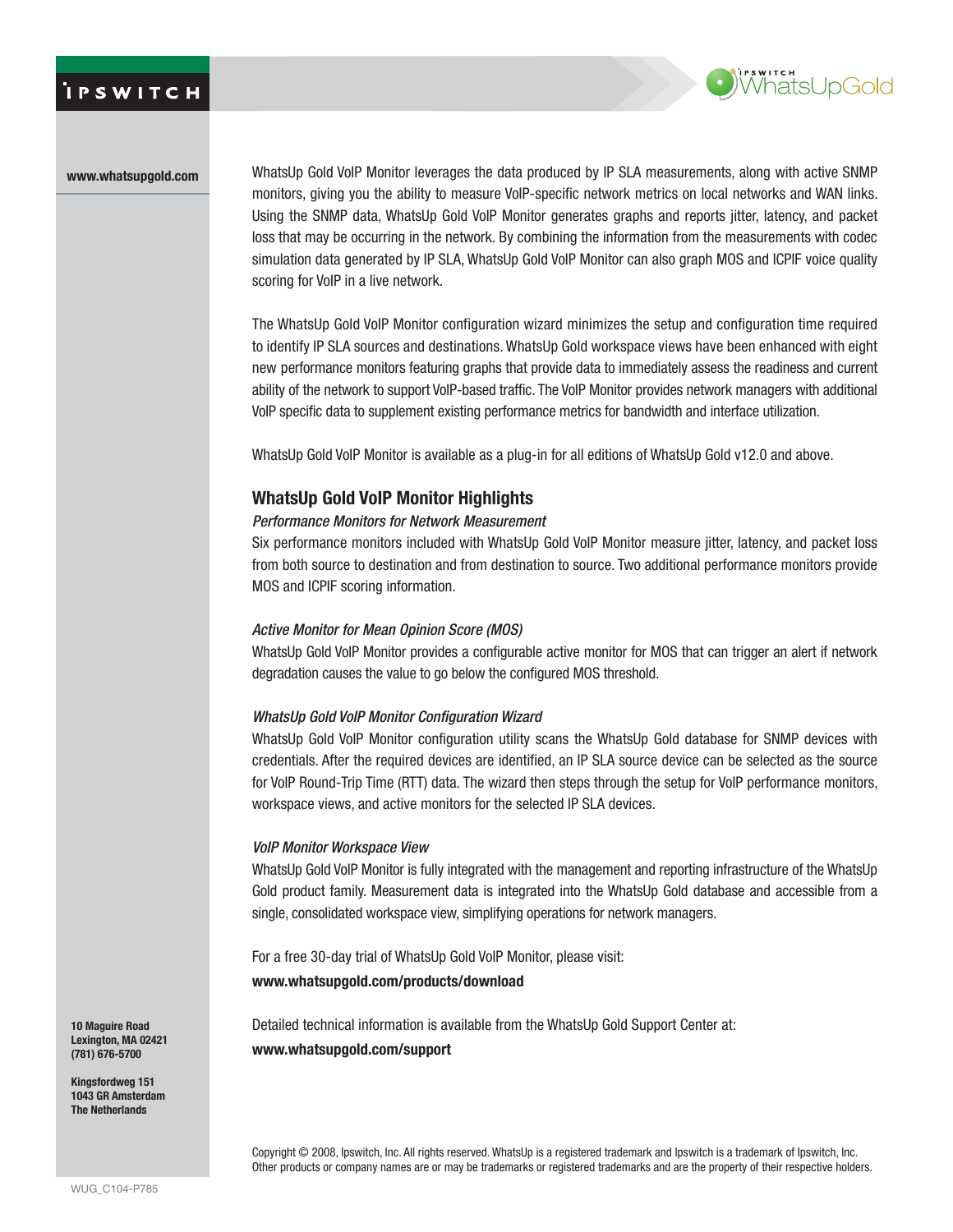www.whatsupgold.com

WhatsUp Gold VoIP Monitor leverages the data produced by IP SLA measurements, along with active SNMP monitors, giving you the ability to measure VoIP-specific network metrics on local networks and WAN links. Using the SNMP data, WhatsUp Gold VoIP Monitor generates graphs and reports jitter, latency, and packet loss that may be occurring in the network. By combining the information from the measurements with codec simulation data generated by IP SLA, WhatsUp Gold VoIP Monitor can also graph MOS and ICPIF voice quality scoring for VoIP in a live network.

The WhatsUp Gold VoIP Monitor configuration wizard minimizes the setup and configuration time required to identify IP SLA sources and destinations. WhatsUp Gold workspace views have been enhanced with eight new performance monitors featuring graphs that provide data to immediately assess the readiness and current ability of the network to support VoIP-based traffic. The VoIP Monitor provides network managers with additional VoIP specific data to supplement existing performance metrics for bandwidth and interface utilization.

WhatsUp Gold VoIP Monitor is available as a plug-in for all editions of WhatsUp Gold v12.0 and above.

## WhatsUp Gold VoIP Monitor Highlights

*Performance Monitors for Network Measurement*

Six performance monitors included with WhatsUp Gold VoIP Monitor measure jitter, latency, and packet loss from both source to destination and from destination to source. Two additional performance monitors provide MOS and ICPIF scoring information.

*Active Monitor for Mean Opinion Score (MOS)*

WhatsUp Gold VoIP Monitor provides a configurable active monitor for MOS that can trigger an alert if network degradation causes the value to go below the configured MOS threshold.

*WhatsUp Gold VoIP Monitor Configuration Wizard*

WhatsUp Gold VoIP Monitor configuration utility scans the WhatsUp Gold database for SNMP devices with credentials. After the required devices are identified, an IP SLA source device can be selected as the source for VoIP Round-Trip Time (RTT) data. The wizard then steps through the setup for VoIP performance monitors, workspace views, and active monitors for the selected IP SLA devices.

*VoIP Monitor Workspace View*

WhatsUp Gold VoIP Monitor is fully integrated with the management and reporting infrastructure of the WhatsUp Gold product family. Measurement data is integrated into the WhatsUp Gold database and accessible from a single, consolidated workspace view, simplifying operations for network managers.

For a free 30-day trial of WhatsUp Gold VoIP Monitor, please visit:
**www.whatsupgold.com/products/download**

Detailed technical information is available from the WhatsUp Gold Support Center at:
**www.whatsupgold.com/support**

**10 Maguire Road**
**Lexington, MA 02421**
**(781) 676-5700**

**Kingsfordweg 151**
**1043 GR Amsterdam**
**The Netherlands**

Copyright © 2008, Ipswitch, Inc. All rights reserved. WhatsUp is a registered trademark and Ipswitch is a trademark of Ipswitch, Inc. Other products or company names are or may be trademarks or registered trademarks and are the property of their respective holders.

WUG_C104-P785